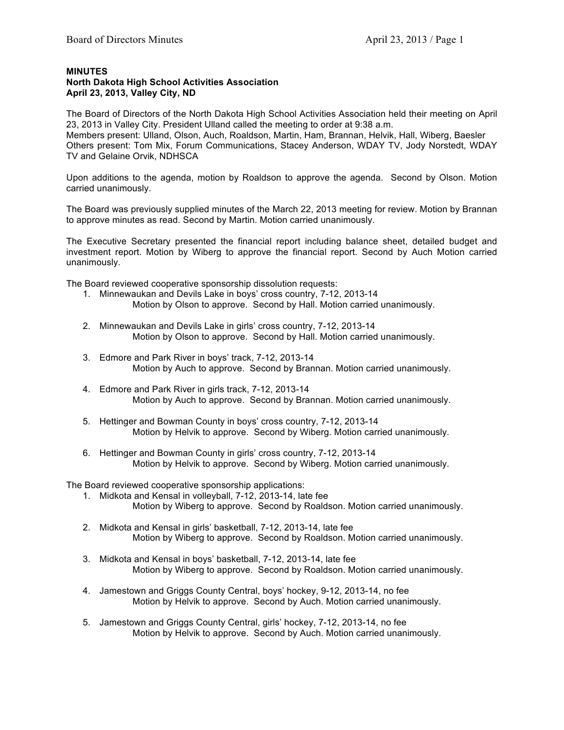**MINUTES**
**North Dakota High School Activities Association**
**April 23, 2013, Valley City, ND**

The Board of Directors of the North Dakota High School Activities Association held their meeting on April 23, 2013 in Valley City. President Ulland called the meeting to order at 9:38 a.m.
Members present: Ulland, Olson, Auch, Roaldson, Martin, Ham, Brannan, Helvik, Hall, Wiberg, Baesler
Others present: Tom Mix, Forum Communications, Stacey Anderson, WDAY TV, Jody Norstedt, WDAY TV and Gelaine Orvik, NDHSCA

Upon additions to the agenda, motion by Roaldson to approve the agenda. Second by Olson. Motion carried unanimously.

The Board was previously supplied minutes of the March 22, 2013 meeting for review. Motion by Brannan to approve minutes as read. Second by Martin. Motion carried unanimously.

The Executive Secretary presented the financial report including balance sheet, detailed budget and investment report. Motion by Wiberg to approve the financial report. Second by Auch Motion carried unanimously.

The Board reviewed cooperative sponsorship dissolution requests:

1. Minnewaukan and Devils Lake in boys' cross country, 7-12, 2013-14
   Motion by Olson to approve. Second by Hall. Motion carried unanimously.

2. Minnewaukan and Devils Lake in girls' cross country, 7-12, 2013-14
   Motion by Olson to approve. Second by Hall. Motion carried unanimously.

3. Edmore and Park River in boys' track, 7-12, 2013-14
   Motion by Auch to approve. Second by Brannan. Motion carried unanimously.

4. Edmore and Park River in girls track, 7-12, 2013-14
   Motion by Auch to approve. Second by Brannan. Motion carried unanimously.

5. Hettinger and Bowman County in boys' cross country, 7-12, 2013-14
   Motion by Helvik to approve. Second by Wiberg. Motion carried unanimously.

6. Hettinger and Bowman County in girls' cross country, 7-12, 2013-14
   Motion by Helvik to approve. Second by Wiberg. Motion carried unanimously.

The Board reviewed cooperative sponsorship applications:

1. Midkota and Kensal in volleyball, 7-12, 2013-14, late fee
   Motion by Wiberg to approve. Second by Roaldson. Motion carried unanimously.

2. Midkota and Kensal in girls' basketball, 7-12, 2013-14, late fee
   Motion by Wiberg to approve. Second by Roaldson. Motion carried unanimously.

3. Midkota and Kensal in boys' basketball, 7-12, 2013-14, late fee
   Motion by Wiberg to approve. Second by Roaldson. Motion carried unanimously.

4. Jamestown and Griggs County Central, boys' hockey, 9-12, 2013-14, no fee
   Motion by Helvik to approve. Second by Auch. Motion carried unanimously.

5. Jamestown and Griggs County Central, girls' hockey, 7-12, 2013-14, no fee
   Motion by Helvik to approve. Second by Auch. Motion carried unanimously.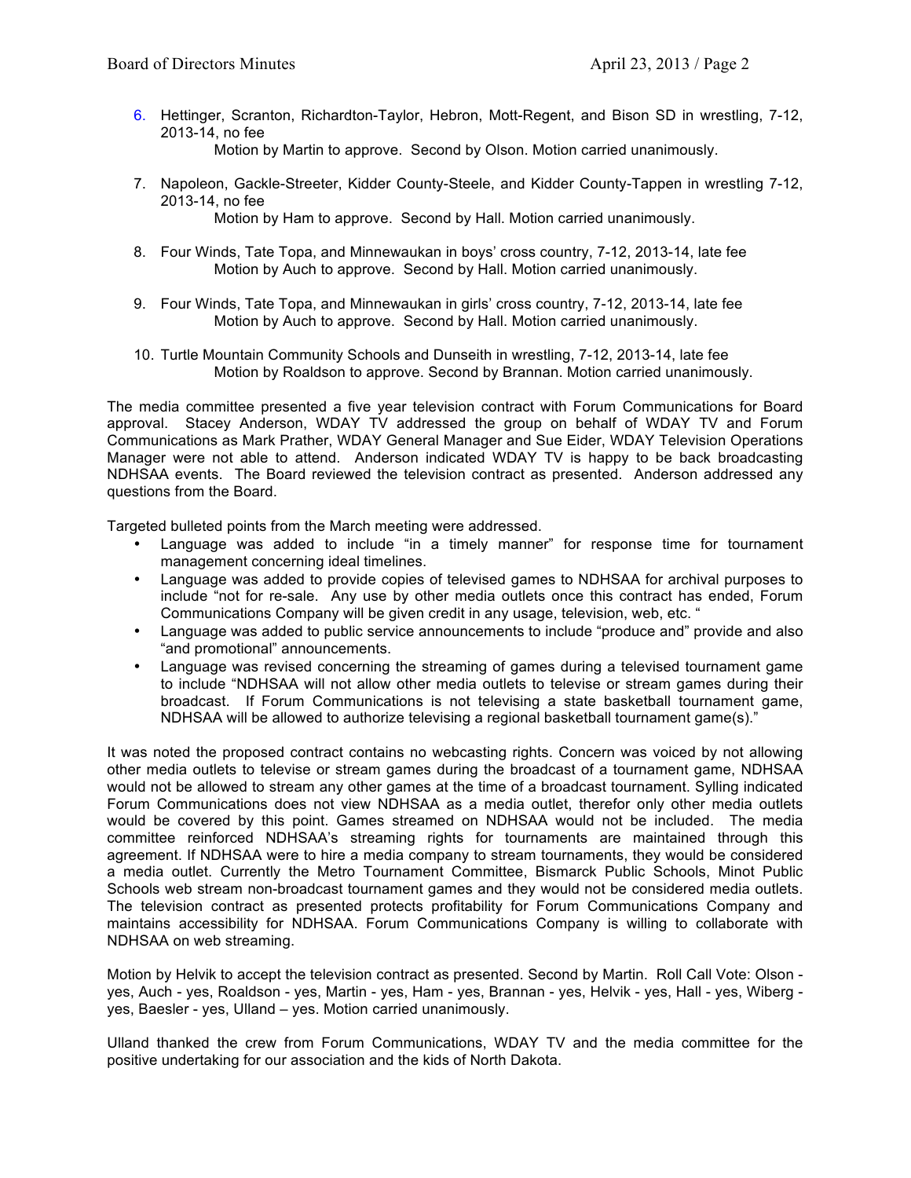6. Hettinger, Scranton, Richardton-Taylor, Hebron, Mott-Regent, and Bison SD in wrestling, 7-12, 2013-14, no fee
   Motion by Martin to approve. Second by Olson. Motion carried unanimously.

7. Napoleon, Gackle-Streeter, Kidder County-Steele, and Kidder County-Tappen in wrestling 7-12, 2013-14, no fee
   Motion by Ham to approve. Second by Hall. Motion carried unanimously.

8. Four Winds, Tate Topa, and Minnewaukan in boys' cross country, 7-12, 2013-14, late fee
   Motion by Auch to approve. Second by Hall. Motion carried unanimously.

9. Four Winds, Tate Topa, and Minnewaukan in girls' cross country, 7-12, 2013-14, late fee
   Motion by Auch to approve. Second by Hall. Motion carried unanimously.

10. Turtle Mountain Community Schools and Dunseith in wrestling, 7-12, 2013-14, late fee
    Motion by Roaldson to approve. Second by Brannan. Motion carried unanimously.

The media committee presented a five year television contract with Forum Communications for Board approval. Stacey Anderson, WDAY TV addressed the group on behalf of WDAY TV and Forum Communications as Mark Prather, WDAY General Manager and Sue Eider, WDAY Television Operations Manager were not able to attend. Anderson indicated WDAY TV is happy to be back broadcasting NDHSAA events. The Board reviewed the television contract as presented. Anderson addressed any questions from the Board.

Targeted bulleted points from the March meeting were addressed.

- Language was added to include "in a timely manner" for response time for tournament management concerning ideal timelines.
- Language was added to provide copies of televised games to NDHSAA for archival purposes to include "not for re-sale. Any use by other media outlets once this contract has ended, Forum Communications Company will be given credit in any usage, television, web, etc. "
- Language was added to public service announcements to include "produce and" provide and also "and promotional" announcements.
- Language was revised concerning the streaming of games during a televised tournament game to include "NDHSAA will not allow other media outlets to televise or stream games during their broadcast. If Forum Communications is not televising a state basketball tournament game, NDHSAA will be allowed to authorize televising a regional basketball tournament game(s)."

It was noted the proposed contract contains no webcasting rights. Concern was voiced by not allowing other media outlets to televise or stream games during the broadcast of a tournament game, NDHSAA would not be allowed to stream any other games at the time of a broadcast tournament. Sylling indicated Forum Communications does not view NDHSAA as a media outlet, therefor only other media outlets would be covered by this point. Games streamed on NDHSAA would not be included. The media committee reinforced NDHSAA's streaming rights for tournaments are maintained through this agreement. If NDHSAA were to hire a media company to stream tournaments, they would be considered a media outlet. Currently the Metro Tournament Committee, Bismarck Public Schools, Minot Public Schools web stream non-broadcast tournament games and they would not be considered media outlets. The television contract as presented protects profitability for Forum Communications Company and maintains accessibility for NDHSAA. Forum Communications Company is willing to collaborate with NDHSAA on web streaming.

Motion by Helvik to accept the television contract as presented. Second by Martin. Roll Call Vote: Olson - yes, Auch - yes, Roaldson - yes, Martin - yes, Ham - yes, Brannan - yes, Helvik - yes, Hall - yes, Wiberg - yes, Baesler - yes, Ulland – yes. Motion carried unanimously.

Ulland thanked the crew from Forum Communications, WDAY TV and the media committee for the positive undertaking for our association and the kids of North Dakota.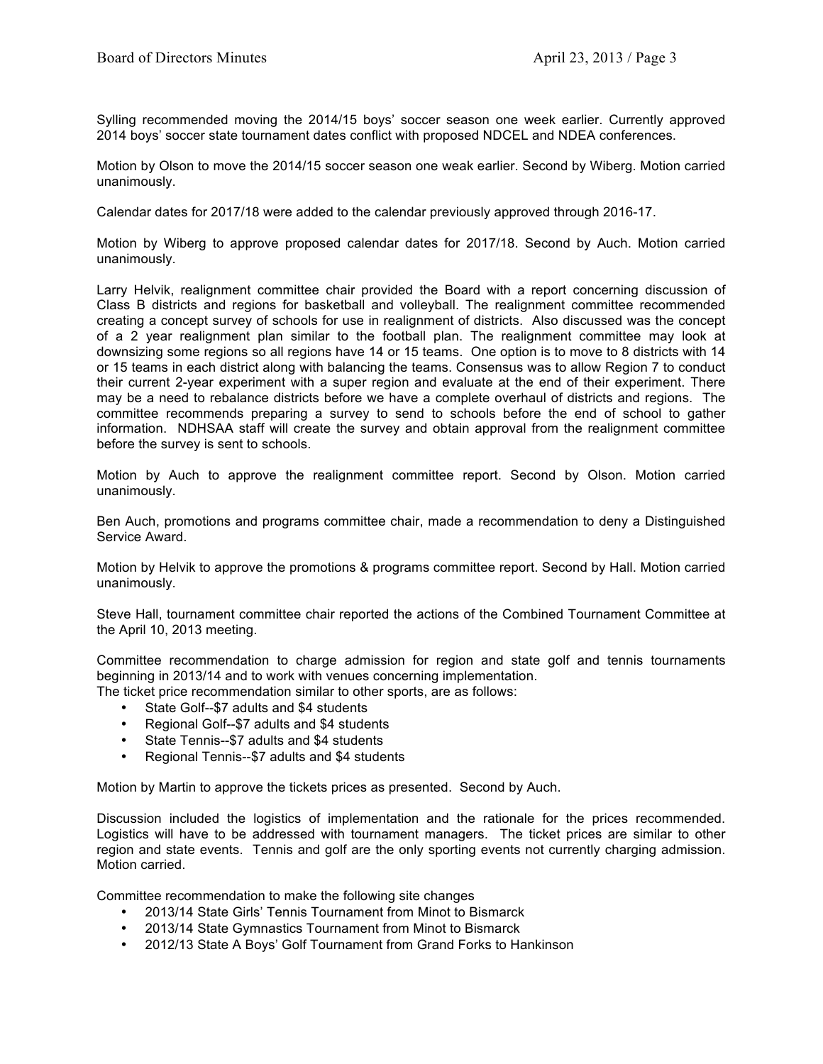Sylling recommended moving the 2014/15 boys' soccer season one week earlier. Currently approved 2014 boys' soccer state tournament dates conflict with proposed NDCEL and NDEA conferences.

Motion by Olson to move the 2014/15 soccer season one weak earlier. Second by Wiberg. Motion carried unanimously.

Calendar dates for 2017/18 were added to the calendar previously approved through 2016-17.

Motion by Wiberg to approve proposed calendar dates for 2017/18. Second by Auch. Motion carried unanimously.

Larry Helvik, realignment committee chair provided the Board with a report concerning discussion of Class B districts and regions for basketball and volleyball. The realignment committee recommended creating a concept survey of schools for use in realignment of districts. Also discussed was the concept of a 2 year realignment plan similar to the football plan. The realignment committee may look at downsizing some regions so all regions have 14 or 15 teams. One option is to move to 8 districts with 14 or 15 teams in each district along with balancing the teams. Consensus was to allow Region 7 to conduct their current 2-year experiment with a super region and evaluate at the end of their experiment. There may be a need to rebalance districts before we have a complete overhaul of districts and regions. The committee recommends preparing a survey to send to schools before the end of school to gather information. NDHSAA staff will create the survey and obtain approval from the realignment committee before the survey is sent to schools.

Motion by Auch to approve the realignment committee report. Second by Olson. Motion carried unanimously.

Ben Auch, promotions and programs committee chair, made a recommendation to deny a Distinguished Service Award.

Motion by Helvik to approve the promotions & programs committee report. Second by Hall. Motion carried unanimously.

Steve Hall, tournament committee chair reported the actions of the Combined Tournament Committee at the April 10, 2013 meeting.

Committee recommendation to charge admission for region and state golf and tennis tournaments beginning in 2013/14 and to work with venues concerning implementation.
The ticket price recommendation similar to other sports, are as follows:

- State Golf--$7 adults and $4 students
- Regional Golf--$7 adults and $4 students
- State Tennis--$7 adults and $4 students
- Regional Tennis--$7 adults and $4 students

Motion by Martin to approve the tickets prices as presented. Second by Auch.

Discussion included the logistics of implementation and the rationale for the prices recommended. Logistics will have to be addressed with tournament managers. The ticket prices are similar to other region and state events. Tennis and golf are the only sporting events not currently charging admission. Motion carried.

Committee recommendation to make the following site changes

- 2013/14 State Girls' Tennis Tournament from Minot to Bismarck
- 2013/14 State Gymnastics Tournament from Minot to Bismarck
- 2012/13 State A Boys' Golf Tournament from Grand Forks to Hankinson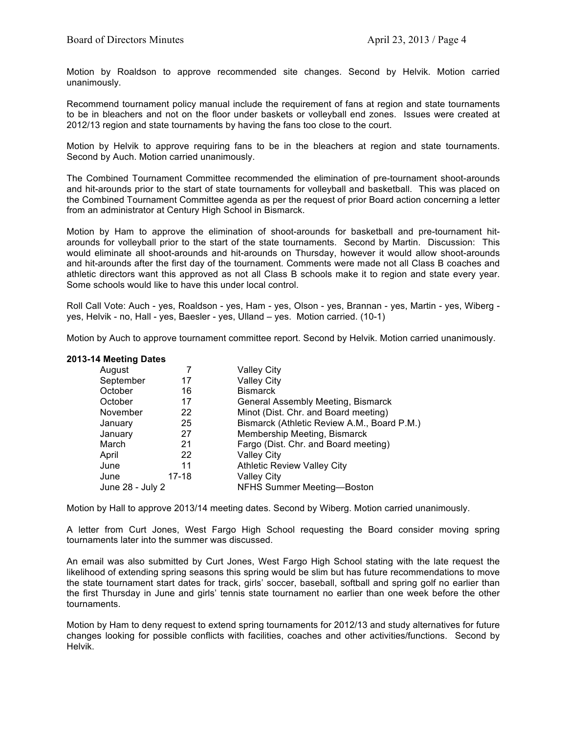Motion by Roaldson to approve recommended site changes. Second by Helvik. Motion carried unanimously.

Recommend tournament policy manual include the requirement of fans at region and state tournaments to be in bleachers and not on the floor under baskets or volleyball end zones. Issues were created at 2012/13 region and state tournaments by having the fans too close to the court.

Motion by Helvik to approve requiring fans to be in the bleachers at region and state tournaments. Second by Auch. Motion carried unanimously.

The Combined Tournament Committee recommended the elimination of pre-tournament shoot-arounds and hit-arounds prior to the start of state tournaments for volleyball and basketball. This was placed on the Combined Tournament Committee agenda as per the request of prior Board action concerning a letter from an administrator at Century High School in Bismarck.

Motion by Ham to approve the elimination of shoot-arounds for basketball and pre-tournament hit-arounds for volleyball prior to the start of the state tournaments. Second by Martin. Discussion: This would eliminate all shoot-arounds and hit-arounds on Thursday, however it would allow shoot-arounds and hit-arounds after the first day of the tournament. Comments were made not all Class B coaches and athletic directors want this approved as not all Class B schools make it to region and state every year. Some schools would like to have this under local control.

Roll Call Vote: Auch - yes, Roaldson - yes, Ham - yes, Olson - yes, Brannan - yes, Martin - yes, Wiberg - yes, Helvik - no, Hall - yes, Baesler - yes, Ulland – yes. Motion carried. (10-1)

Motion by Auch to approve tournament committee report. Second by Helvik. Motion carried unanimously.

**2013-14 Meeting Dates**

| | | |
|---|---|---|
| August | 7 | Valley City |
| September | 17 | Valley City |
| October | 16 | Bismarck |
| October | 17 | General Assembly Meeting, Bismarck |
| November | 22 | Minot (Dist. Chr. and Board meeting) |
| January | 25 | Bismarck (Athletic Review A.M., Board P.M.) |
| January | 27 | Membership Meeting, Bismarck |
| March | 21 | Fargo (Dist. Chr. and Board meeting) |
| April | 22 | Valley City |
| June | 11 | Athletic Review Valley City |
| June | 17-18 | Valley City |
| June 28 - July 2 | | NFHS Summer Meeting—Boston |

Motion by Hall to approve 2013/14 meeting dates. Second by Wiberg. Motion carried unanimously.

A letter from Curt Jones, West Fargo High School requesting the Board consider moving spring tournaments later into the summer was discussed.

An email was also submitted by Curt Jones, West Fargo High School stating with the late request the likelihood of extending spring seasons this spring would be slim but has future recommendations to move the state tournament start dates for track, girls' soccer, baseball, softball and spring golf no earlier than the first Thursday in June and girls' tennis state tournament no earlier than one week before the other tournaments.

Motion by Ham to deny request to extend spring tournaments for 2012/13 and study alternatives for future changes looking for possible conflicts with facilities, coaches and other activities/functions. Second by Helvik.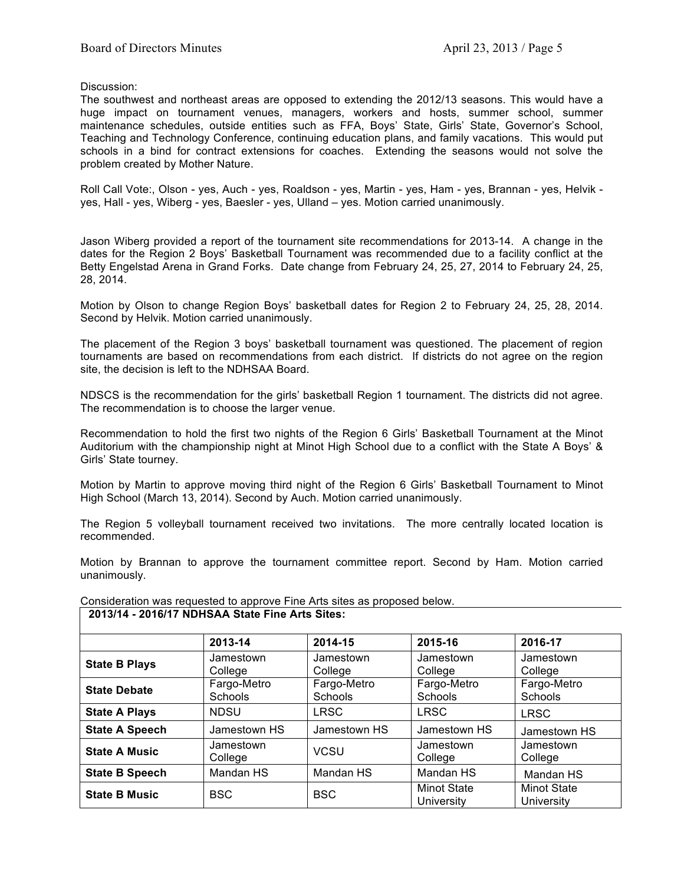Discussion:
The southwest and northeast areas are opposed to extending the 2012/13 seasons. This would have a huge impact on tournament venues, managers, workers and hosts, summer school, summer maintenance schedules, outside entities such as FFA, Boys' State, Girls' State, Governor's School, Teaching and Technology Conference, continuing education plans, and family vacations. This would put schools in a bind for contract extensions for coaches. Extending the seasons would not solve the problem created by Mother Nature.

Roll Call Vote:, Olson - yes, Auch - yes, Roaldson - yes, Martin - yes, Ham - yes, Brannan - yes, Helvik - yes, Hall - yes, Wiberg - yes, Baesler - yes, Ulland – yes. Motion carried unanimously.

Jason Wiberg provided a report of the tournament site recommendations for 2013-14. A change in the dates for the Region 2 Boys' Basketball Tournament was recommended due to a facility conflict at the Betty Engelstad Arena in Grand Forks. Date change from February 24, 25, 27, 2014 to February 24, 25, 28, 2014.

Motion by Olson to change Region Boys' basketball dates for Region 2 to February 24, 25, 28, 2014. Second by Helvik. Motion carried unanimously.

The placement of the Region 3 boys' basketball tournament was questioned. The placement of region tournaments are based on recommendations from each district. If districts do not agree on the region site, the decision is left to the NDHSAA Board.

NDSCS is the recommendation for the girls' basketball Region 1 tournament. The districts did not agree. The recommendation is to choose the larger venue.

Recommendation to hold the first two nights of the Region 6 Girls' Basketball Tournament at the Minot Auditorium with the championship night at Minot High School due to a conflict with the State A Boys' & Girls' State tourney.

Motion by Martin to approve moving third night of the Region 6 Girls' Basketball Tournament to Minot High School (March 13, 2014). Second by Auch. Motion carried unanimously.

The Region 5 volleyball tournament received two invitations. The more centrally located location is recommended.

Motion by Brannan to approve the tournament committee report. Second by Ham. Motion carried unanimously.

Consideration was requested to approve Fine Arts sites as proposed below.

**2013/14 - 2016/17 NDHSAA State Fine Arts Sites:**

| | 2013-14 | 2014-15 | 2015-16 | 2016-17 |
|---|---|---|---|---|
| **State B Plays** | Jamestown College | Jamestown College | Jamestown College | Jamestown College |
| **State Debate** | Fargo-Metro Schools | Fargo-Metro Schools | Fargo-Metro Schools | Fargo-Metro Schools |
| **State A Plays** | NDSU | LRSC | LRSC | LRSC |
| **State A Speech** | Jamestown HS | Jamestown HS | Jamestown HS | Jamestown HS |
| **State A Music** | Jamestown College | VCSU | Jamestown College | Jamestown College |
| **State B Speech** | Mandan HS | Mandan HS | Mandan HS | Mandan HS |
| **State B Music** | BSC | BSC | Minot State University | Minot State University |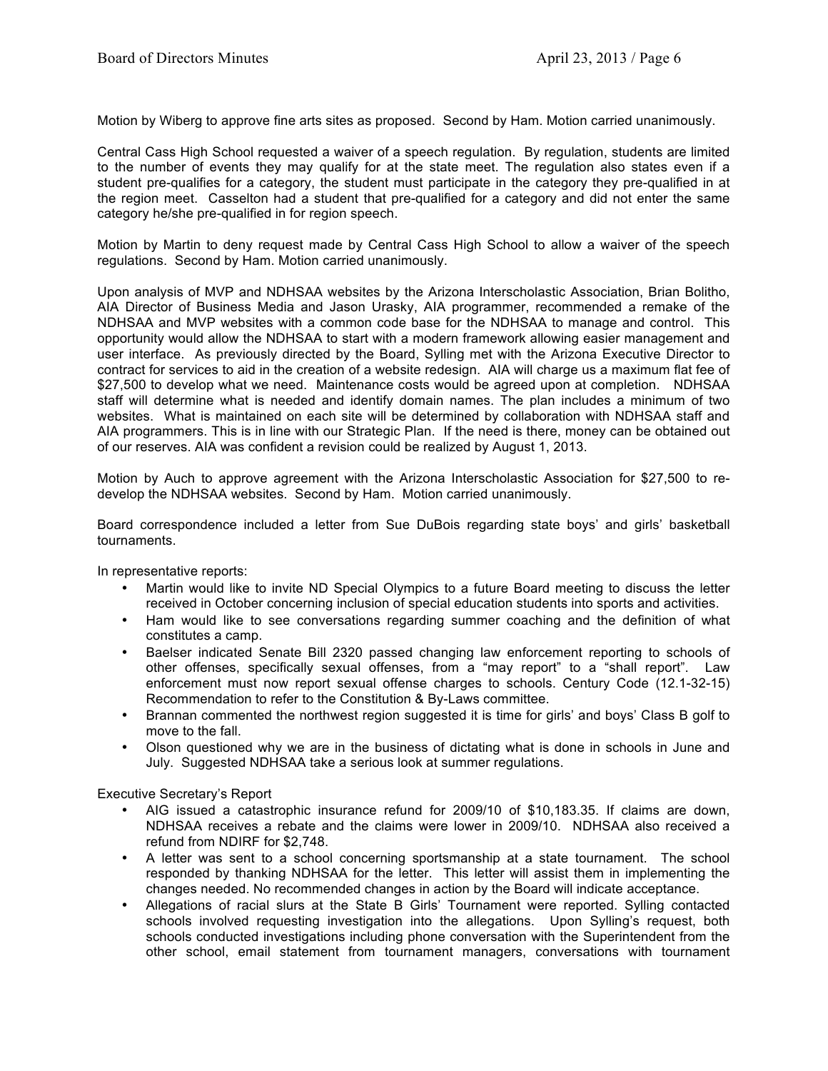Motion by Wiberg to approve fine arts sites as proposed. Second by Ham. Motion carried unanimously.

Central Cass High School requested a waiver of a speech regulation. By regulation, students are limited to the number of events they may qualify for at the state meet. The regulation also states even if a student pre-qualifies for a category, the student must participate in the category they pre-qualified in at the region meet. Casselton had a student that pre-qualified for a category and did not enter the same category he/she pre-qualified in for region speech.

Motion by Martin to deny request made by Central Cass High School to allow a waiver of the speech regulations. Second by Ham. Motion carried unanimously.

Upon analysis of MVP and NDHSAA websites by the Arizona Interscholastic Association, Brian Bolitho, AIA Director of Business Media and Jason Urasky, AIA programmer, recommended a remake of the NDHSAA and MVP websites with a common code base for the NDHSAA to manage and control. This opportunity would allow the NDHSAA to start with a modern framework allowing easier management and user interface. As previously directed by the Board, Sylling met with the Arizona Executive Director to contract for services to aid in the creation of a website redesign. AIA will charge us a maximum flat fee of $27,500 to develop what we need. Maintenance costs would be agreed upon at completion. NDHSAA staff will determine what is needed and identify domain names. The plan includes a minimum of two websites. What is maintained on each site will be determined by collaboration with NDHSAA staff and AIA programmers. This is in line with our Strategic Plan. If the need is there, money can be obtained out of our reserves. AIA was confident a revision could be realized by August 1, 2013.

Motion by Auch to approve agreement with the Arizona Interscholastic Association for $27,500 to re-develop the NDHSAA websites. Second by Ham. Motion carried unanimously.

Board correspondence included a letter from Sue DuBois regarding state boys' and girls' basketball tournaments.

In representative reports:

- Martin would like to invite ND Special Olympics to a future Board meeting to discuss the letter received in October concerning inclusion of special education students into sports and activities.
- Ham would like to see conversations regarding summer coaching and the definition of what constitutes a camp.
- Baelser indicated Senate Bill 2320 passed changing law enforcement reporting to schools of other offenses, specifically sexual offenses, from a "may report" to a "shall report". Law enforcement must now report sexual offense charges to schools. Century Code (12.1-32-15) Recommendation to refer to the Constitution & By-Laws committee.
- Brannan commented the northwest region suggested it is time for girls' and boys' Class B golf to move to the fall.
- Olson questioned why we are in the business of dictating what is done in schools in June and July. Suggested NDHSAA take a serious look at summer regulations.

Executive Secretary's Report

- AIG issued a catastrophic insurance refund for 2009/10 of $10,183.35. If claims are down, NDHSAA receives a rebate and the claims were lower in 2009/10. NDHSAA also received a refund from NDIRF for $2,748.
- A letter was sent to a school concerning sportsmanship at a state tournament. The school responded by thanking NDHSAA for the letter. This letter will assist them in implementing the changes needed. No recommended changes in action by the Board will indicate acceptance.
- Allegations of racial slurs at the State B Girls' Tournament were reported. Sylling contacted schools involved requesting investigation into the allegations. Upon Sylling's request, both schools conducted investigations including phone conversation with the Superintendent from the other school, email statement from tournament managers, conversations with tournament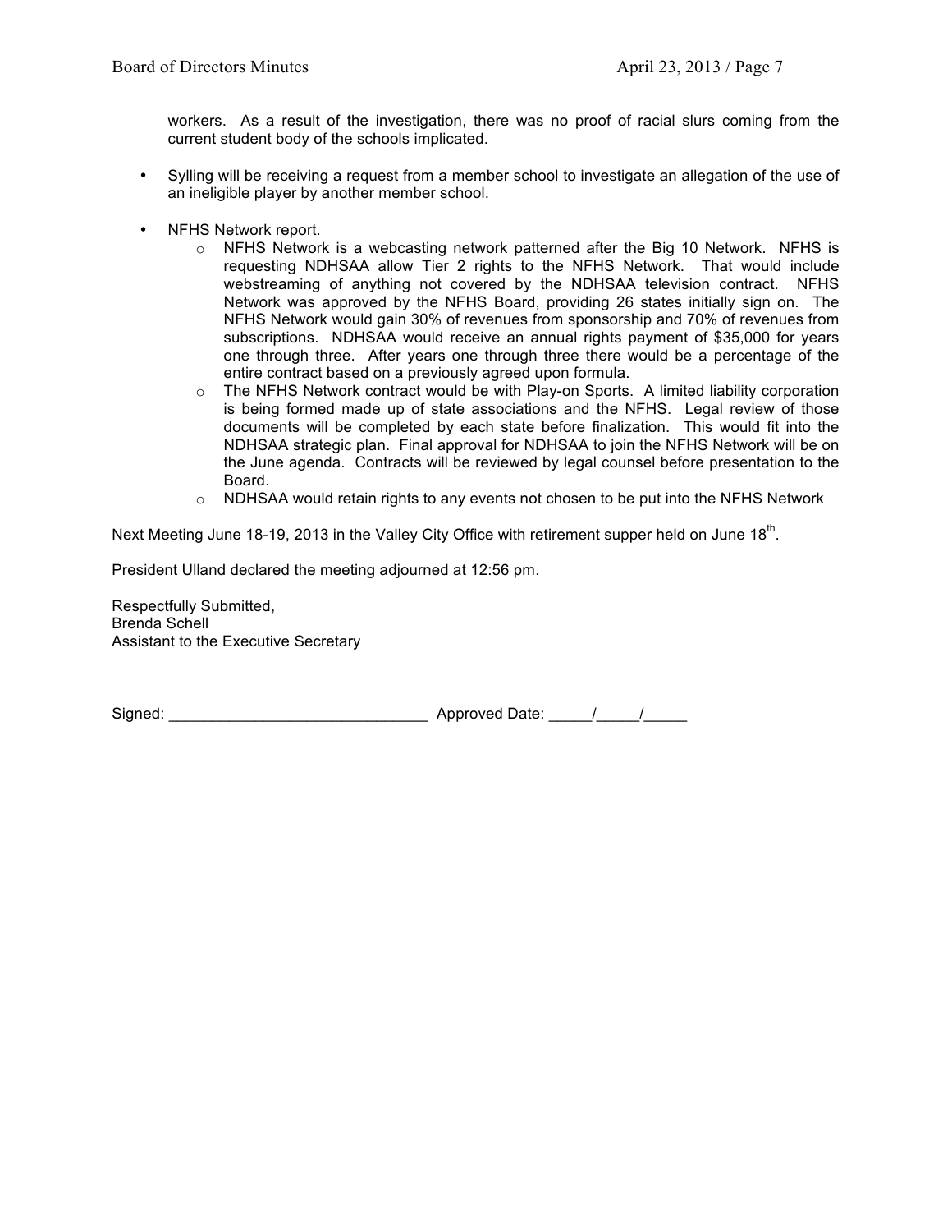workers. As a result of the investigation, there was no proof of racial slurs coming from the current student body of the schools implicated.

- Sylling will be receiving a request from a member school to investigate an allegation of the use of an ineligible player by another member school.

- NFHS Network report.
  - NFHS Network is a webcasting network patterned after the Big 10 Network. NFHS is requesting NDHSAA allow Tier 2 rights to the NFHS Network. That would include webstreaming of anything not covered by the NDHSAA television contract. NFHS Network was approved by the NFHS Board, providing 26 states initially sign on. The NFHS Network would gain 30% of revenues from sponsorship and 70% of revenues from subscriptions. NDHSAA would receive an annual rights payment of $35,000 for years one through three. After years one through three there would be a percentage of the entire contract based on a previously agreed upon formula.
  - The NFHS Network contract would be with Play-on Sports. A limited liability corporation is being formed made up of state associations and the NFHS. Legal review of those documents will be completed by each state before finalization. This would fit into the NDHSAA strategic plan. Final approval for NDHSAA to join the NFHS Network will be on the June agenda. Contracts will be reviewed by legal counsel before presentation to the Board.
  - NDHSAA would retain rights to any events not chosen to be put into the NFHS Network

Next Meeting June 18-19, 2013 in the Valley City Office with retirement supper held on June 18th.

President Ulland declared the meeting adjourned at 12:56 pm.

Respectfully Submitted,
Brenda Schell
Assistant to the Executive Secretary

Signed: ______________________________ Approved Date: _____/_____/_____